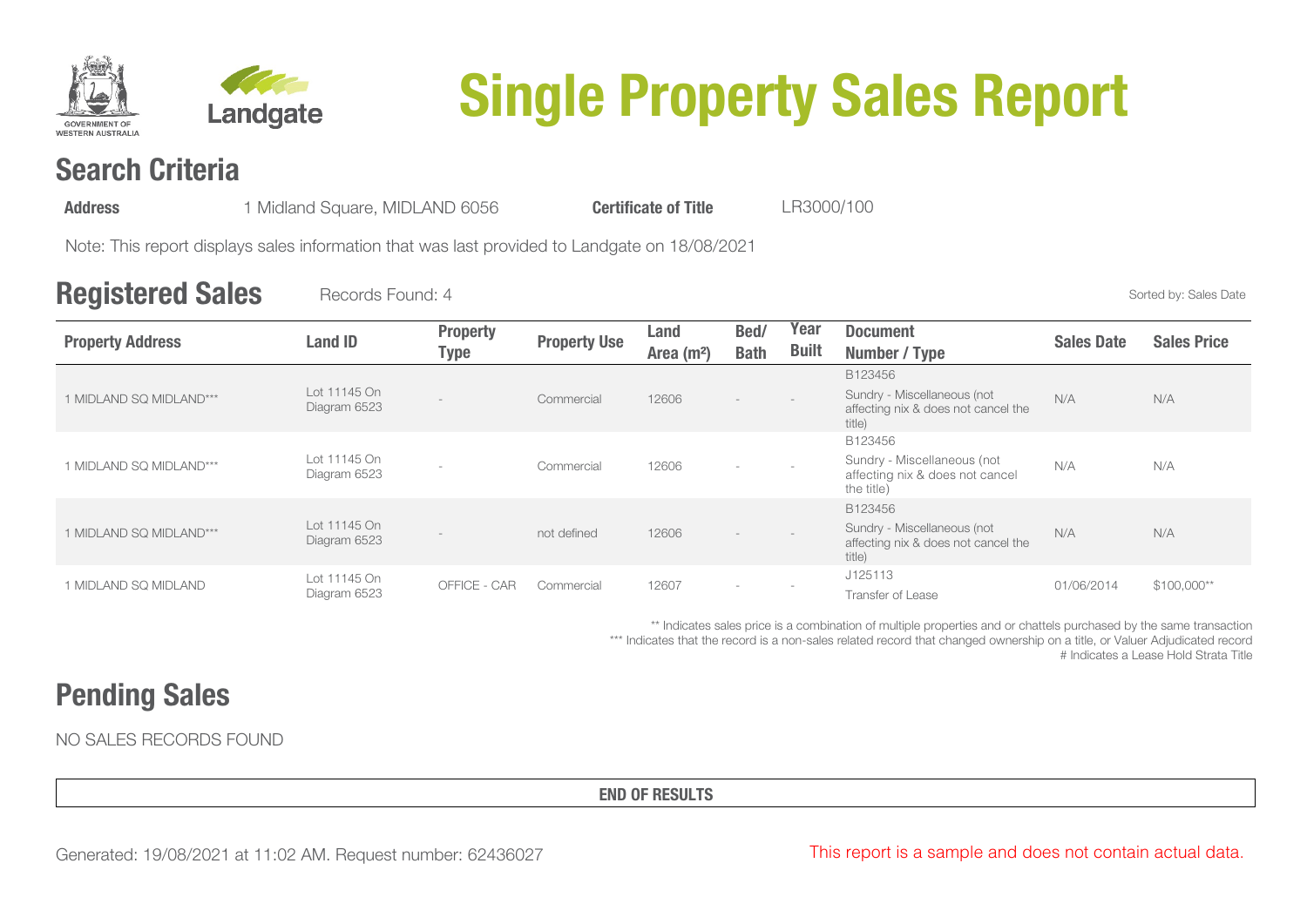# Single Property Sales Report

## Search Criteria

**Address** 1 Midland Square, MIDLAND 6056 **Certificate of Title** LR3000/100

Note: This report displays sales information that was last provided to Landgate on 18/08/2021

## Registered Sales

Records Found: 4

Sorted by: Sales Date

| Property Address | Land ID | Property Type | Property Use | Land Area (m²) | Bed/ Bath | Year Built | Document Number / Type | Sales Date | Sales Price |
|---|---|---|---|---|---|---|---|---|---|
| 1 MIDLAND SQ MIDLAND*** | Lot 11145 On Diagram 6523 | - | Commercial | 12606 | - | - | B123456 Sundry - Miscellaneous (not affecting nix & does not cancel the title) | N/A | N/A |
| 1 MIDLAND SQ MIDLAND*** | Lot 11145 On Diagram 6523 | - | Commercial | 12606 | - | - | B123456 Sundry - Miscellaneous (not affecting nix & does not cancel the title) | N/A | N/A |
| 1 MIDLAND SQ MIDLAND*** | Lot 11145 On Diagram 6523 | - | not defined | 12606 | - | - | B123456 Sundry - Miscellaneous (not affecting nix & does not cancel the title) | N/A | N/A |
| 1 MIDLAND SQ MIDLAND | Lot 11145 On Diagram 6523 | OFFICE - CAR | Commercial | 12607 | - | - | J125113 Transfer of Lease | 01/06/2014 | $100,000** |

** Indicates sales price is a combination of multiple properties and or chattels purchased by the same transaction
*** Indicates that the record is a non-sales related record that changed ownership on a title, or Valuer Adjudicated record
# Indicates a Lease Hold Strata Title

## Pending Sales

NO SALES RECORDS FOUND

**END OF RESULTS**

Generated: 19/08/2021 at 11:02 AM. Request number: 62436027

This report is a sample and does not contain actual data.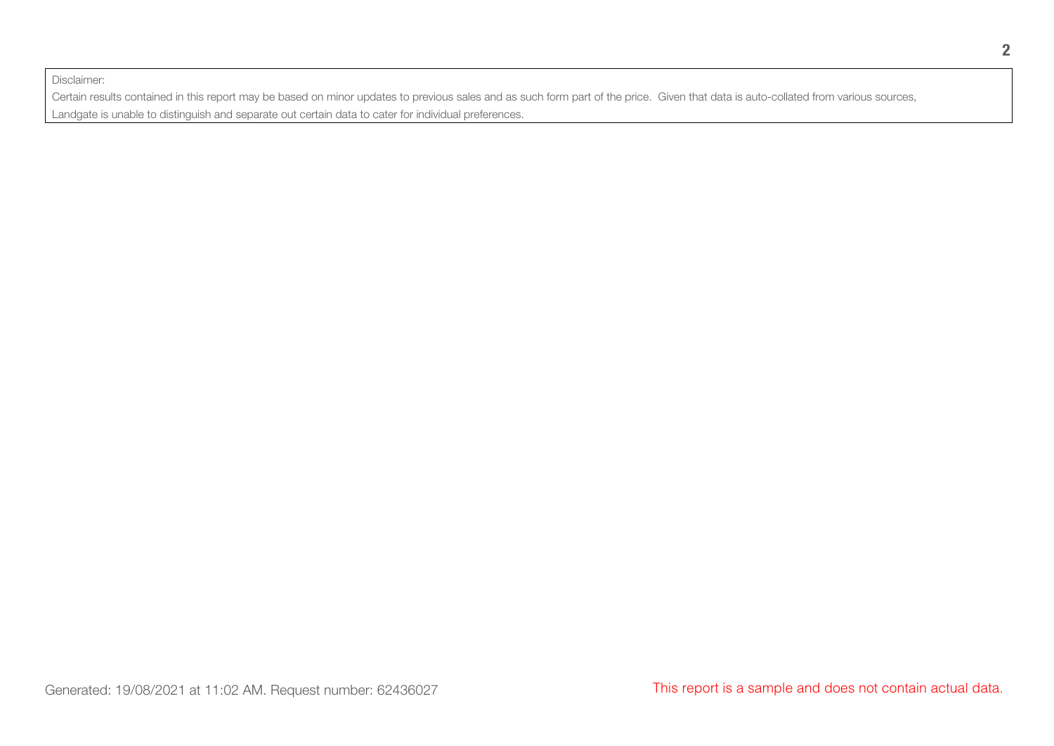Disclaimer:

Certain results contained in this report may be based on minor updates to previous sales and as such form part of the price. Given that data is auto-collated from various sources, Landgate is unable to distinguish and separate out certain data to cater for individual preferences.

Generated: 19/08/2021 at 11:02 AM. Request number: 62436027

This report is a sample and does not contain actual data.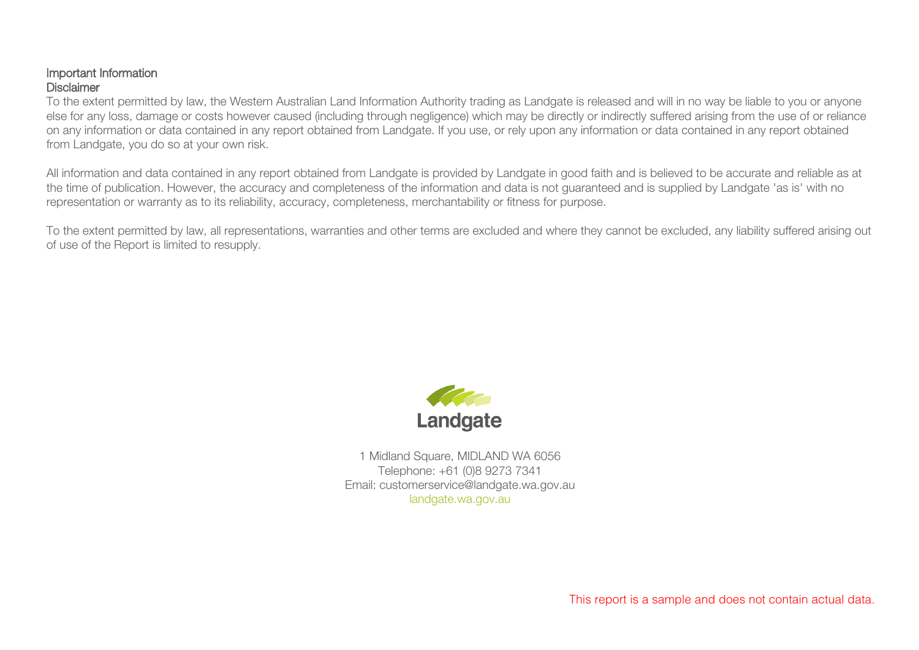## Important Information

### Disclaimer

To the extent permitted by law, the Western Australian Land Information Authority trading as Landgate is released and will in no way be liable to you or anyone else for any loss, damage or costs however caused (including through negligence) which may be directly or indirectly suffered arising from the use of or reliance on any information or data contained in any report obtained from Landgate. If you use, or rely upon any information or data contained in any report obtained from Landgate, you do so at your own risk.

All information and data contained in any report obtained from Landgate is provided by Landgate in good faith and is believed to be accurate and reliable as at the time of publication. However, the accuracy and completeness of the information and data is not guaranteed and is supplied by Landgate 'as is' with no representation or warranty as to its reliability, accuracy, completeness, merchantability or fitness for purpose.

To the extent permitted by law, all representations, warranties and other terms are excluded and where they cannot be excluded, any liability suffered arising out of use of the Report is limited to resupply.

Landgate

1 Midland Square, MIDLAND WA 6056
Telephone: +61 (0)8 9273 7341
Email: customerservice@landgate.wa.gov.au
landgate.wa.gov.au

This report is a sample and does not contain actual data.